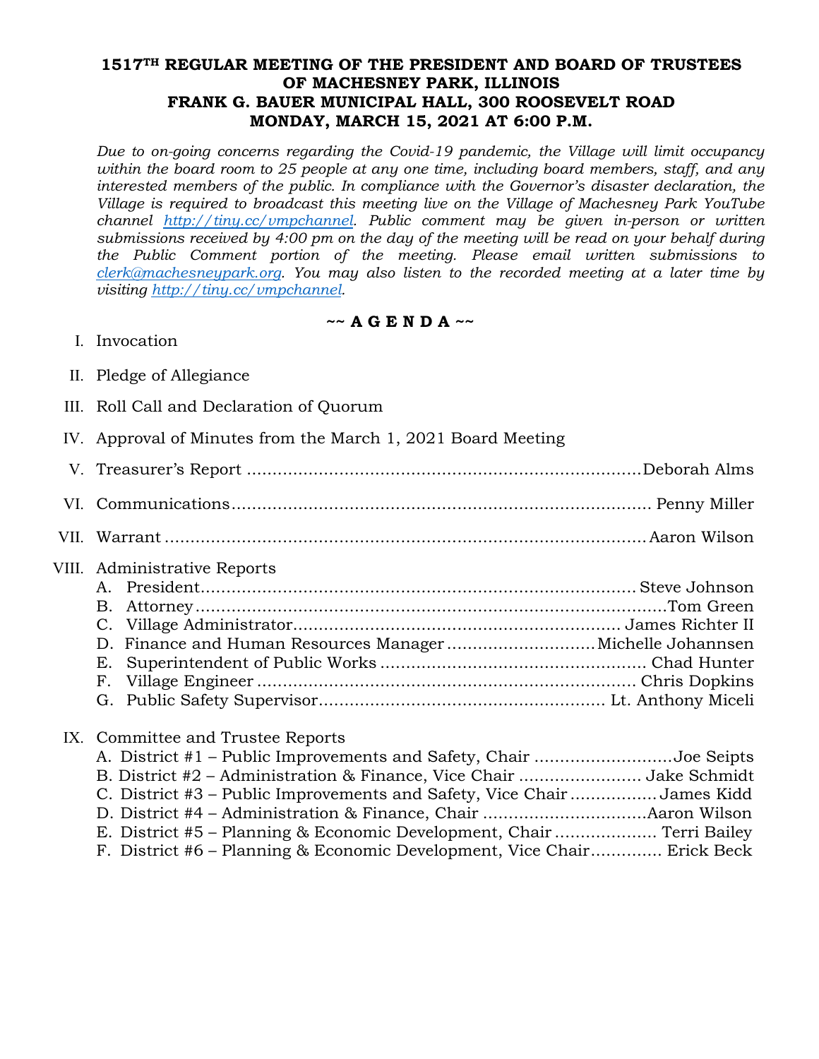# 1517TH REGULAR MEETING OF THE PRESIDENT AND BOARD OF TRUSTEES OF MACHESNEY PARK, ILLINOIS
## FRANK G. BAUER MUNICIPAL HALL, 300 ROOSEVELT ROAD
## MONDAY, MARCH 15, 2021 AT 6:00 P.M.

*Due to on-going concerns regarding the Covid-19 pandemic, the Village will limit occupancy within the board room to 25 people at any one time, including board members, staff, and any interested members of the public. In compliance with the Governor's disaster declaration, the Village is required to broadcast this meeting live on the Village of Machesney Park YouTube channel http://tiny.cc/vmpchannel. Public comment may be given in-person or written submissions received by 4:00 pm on the day of the meeting will be read on your behalf during the Public Comment portion of the meeting. Please email written submissions to clerk@machesneypark.org. You may also listen to the recorded meeting at a later time by visiting http://tiny.cc/vmpchannel.*

**~~ A G E N D A ~~**

I. Invocation

II. Pledge of Allegiance

III. Roll Call and Declaration of Quorum

IV. Approval of Minutes from the March 1, 2021 Board Meeting

V. Treasurer's Report ........................................ Deborah Alms

VI. Communications ........................................ Penny Miller

VII. Warrant ........................................ Aaron Wilson

VIII. Administrative Reports
   - A. President ........................................ Steve Johnson
   - B. Attorney ........................................ Tom Green
   - C. Village Administrator ........................................ James Richter II
   - D. Finance and Human Resources Manager ........................................ Michelle Johannsen
   - E. Superintendent of Public Works ........................................ Chad Hunter
   - F. Village Engineer ........................................ Chris Dopkins
   - G. Public Safety Supervisor ........................................ Lt. Anthony Miceli

IX. Committee and Trustee Reports
   - A. District #1 – Public Improvements and Safety, Chair ........................................ Joe Seipts
   - B. District #2 – Administration & Finance, Vice Chair ........................................ Jake Schmidt
   - C. District #3 – Public Improvements and Safety, Vice Chair ........................................ James Kidd
   - D. District #4 – Administration & Finance, Chair ........................................ Aaron Wilson
   - E. District #5 – Planning & Economic Development, Chair ........................................ Terri Bailey
   - F. District #6 – Planning & Economic Development, Vice Chair ........................................ Erick Beck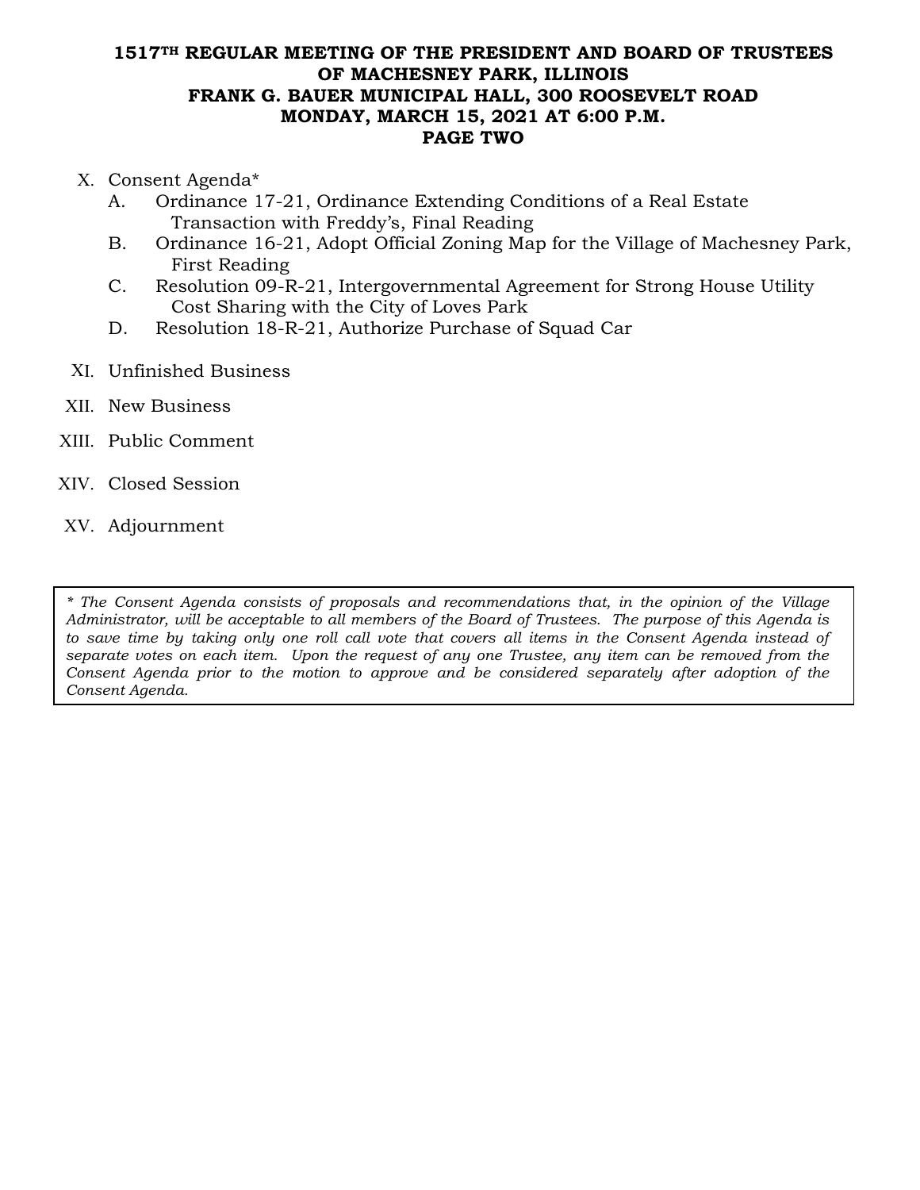**1517TH REGULAR MEETING OF THE PRESIDENT AND BOARD OF TRUSTEES OF MACHESNEY PARK, ILLINOIS**
**FRANK G. BAUER MUNICIPAL HALL, 300 ROOSEVELT ROAD**
**MONDAY, MARCH 15, 2021 AT 6:00 P.M.**
**PAGE TWO**

X. Consent Agenda*
   - A. Ordinance 17-21, Ordinance Extending Conditions of a Real Estate Transaction with Freddy's, Final Reading
   - B. Ordinance 16-21, Adopt Official Zoning Map for the Village of Machesney Park, First Reading
   - C. Resolution 09-R-21, Intergovernmental Agreement for Strong House Utility Cost Sharing with the City of Loves Park
   - D. Resolution 18-R-21, Authorize Purchase of Squad Car

XI. Unfinished Business

XII. New Business

XIII. Public Comment

XIV. Closed Session

XV. Adjournment

*\* The Consent Agenda consists of proposals and recommendations that, in the opinion of the Village Administrator, will be acceptable to all members of the Board of Trustees. The purpose of this Agenda is to save time by taking only one roll call vote that covers all items in the Consent Agenda instead of separate votes on each item. Upon the request of any one Trustee, any item can be removed from the Consent Agenda prior to the motion to approve and be considered separately after adoption of the Consent Agenda.*